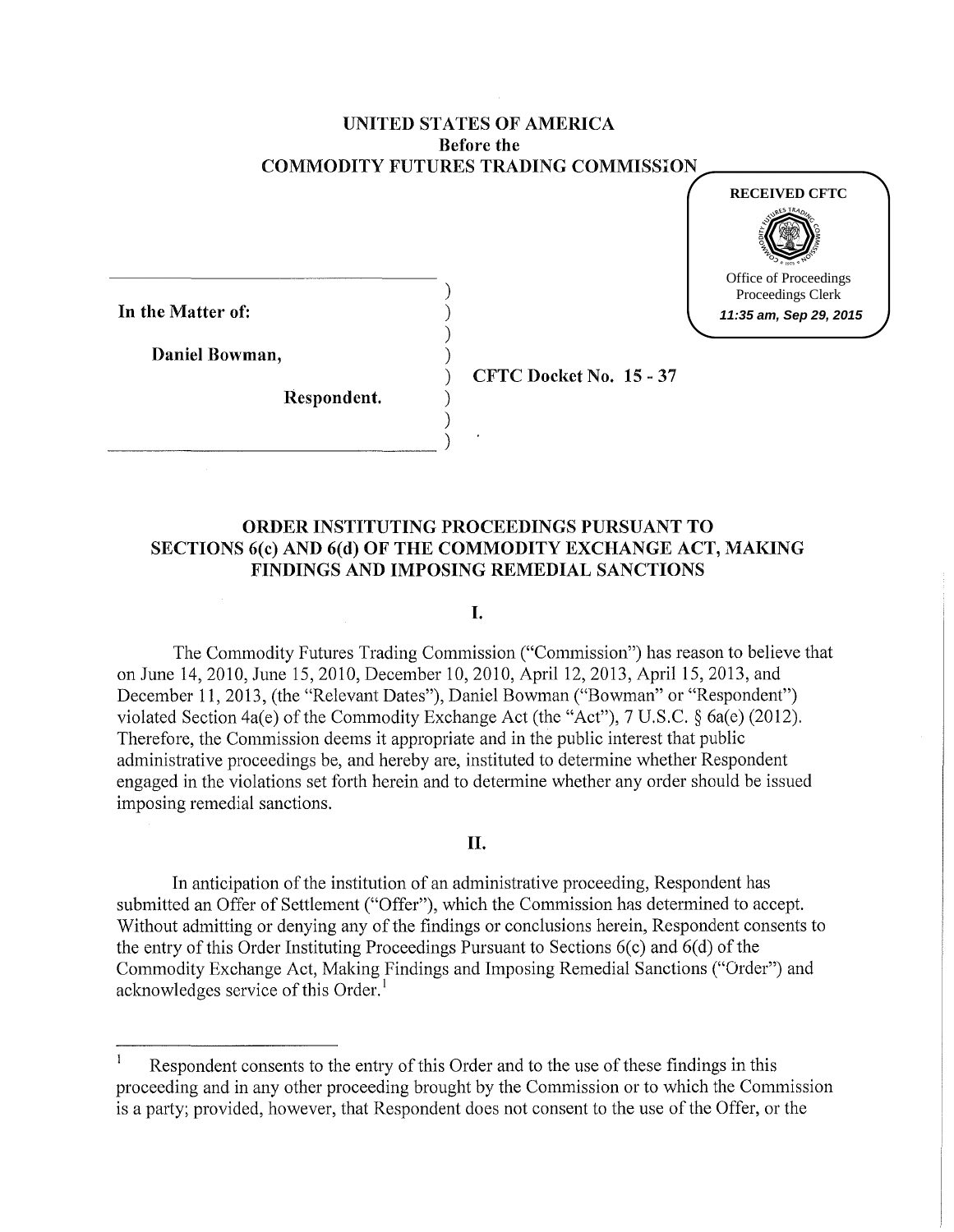**UNITED STATES OF AMERICA**
**Before the**
**COMMODITY FUTURES TRADING COMMISSION**

RECEIVED CFTC
Office of Proceedings
Proceedings Clerk
*11:35 am, Sep 29, 2015*

**In the Matter of:**

**Daniel Bowman,**

**Respondent.**

**CFTC Docket No. 15 - 37**

## ORDER INSTITUTING PROCEEDINGS PURSUANT TO SECTIONS 6(c) AND 6(d) OF THE COMMODITY EXCHANGE ACT, MAKING FINDINGS AND IMPOSING REMEDIAL SANCTIONS

### I.

The Commodity Futures Trading Commission ("Commission") has reason to believe that on June 14, 2010, June 15, 2010, December 10, 2010, April 12, 2013, April 15, 2013, and December 11, 2013, (the "Relevant Dates"), Daniel Bowman ("Bowman" or "Respondent") violated Section 4a(e) of the Commodity Exchange Act (the "Act"), 7 U.S.C. § 6a(e) (2012). Therefore, the Commission deems it appropriate and in the public interest that public administrative proceedings be, and hereby are, instituted to determine whether Respondent engaged in the violations set forth herein and to determine whether any order should be issued imposing remedial sanctions.

### II.

In anticipation of the institution of an administrative proceeding, Respondent has submitted an Offer of Settlement ("Offer"), which the Commission has determined to accept. Without admitting or denying any of the findings or conclusions herein, Respondent consents to the entry of this Order Instituting Proceedings Pursuant to Sections 6(c) and 6(d) of the Commodity Exchange Act, Making Findings and Imposing Remedial Sanctions ("Order") and acknowledges service of this Order.[1]

---

[1] Respondent consents to the entry of this Order and to the use of these findings in this proceeding and in any other proceeding brought by the Commission or to which the Commission is a party; provided, however, that Respondent does not consent to the use of the Offer, or the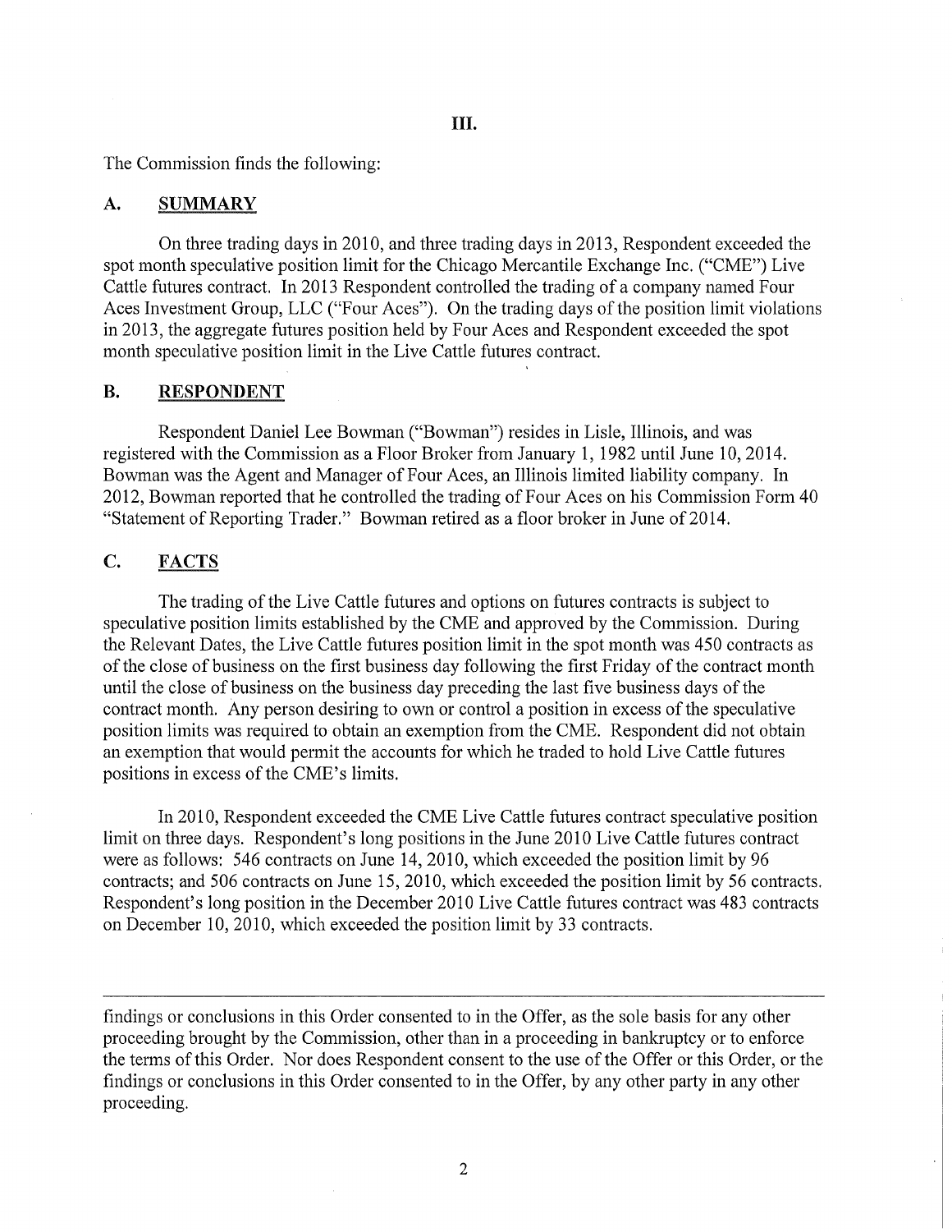# III.

The Commission finds the following:

## A. SUMMARY

On three trading days in 2010, and three trading days in 2013, Respondent exceeded the spot month speculative position limit for the Chicago Mercantile Exchange Inc. ("CME") Live Cattle futures contract. In 2013 Respondent controlled the trading of a company named Four Aces Investment Group, LLC ("Four Aces"). On the trading days of the position limit violations in 2013, the aggregate futures position held by Four Aces and Respondent exceeded the spot month speculative position limit in the Live Cattle futures contract.

## B. RESPONDENT

Respondent Daniel Lee Bowman ("Bowman") resides in Lisle, Illinois, and was registered with the Commission as a Floor Broker from January 1, 1982 until June 10, 2014. Bowman was the Agent and Manager of Four Aces, an Illinois limited liability company. In 2012, Bowman reported that he controlled the trading of Four Aces on his Commission Form 40 "Statement of Reporting Trader." Bowman retired as a floor broker in June of 2014.

## C. FACTS

The trading of the Live Cattle futures and options on futures contracts is subject to speculative position limits established by the CME and approved by the Commission. During the Relevant Dates, the Live Cattle futures position limit in the spot month was 450 contracts as of the close of business on the first business day following the first Friday of the contract month until the close of business on the business day preceding the last five business days of the contract month. Any person desiring to own or control a position in excess of the speculative position limits was required to obtain an exemption from the CME. Respondent did not obtain an exemption that would permit the accounts for which he traded to hold Live Cattle futures positions in excess of the CME's limits.

In 2010, Respondent exceeded the CME Live Cattle futures contract speculative position limit on three days. Respondent's long positions in the June 2010 Live Cattle futures contract were as follows: 546 contracts on June 14, 2010, which exceeded the position limit by 96 contracts; and 506 contracts on June 15, 2010, which exceeded the position limit by 56 contracts. Respondent's long position in the December 2010 Live Cattle futures contract was 483 contracts on December 10, 2010, which exceeded the position limit by 33 contracts.

---

findings or conclusions in this Order consented to in the Offer, as the sole basis for any other proceeding brought by the Commission, other than in a proceeding in bankruptcy or to enforce the terms of this Order. Nor does Respondent consent to the use of the Offer or this Order, or the findings or conclusions in this Order consented to in the Offer, by any other party in any other proceeding.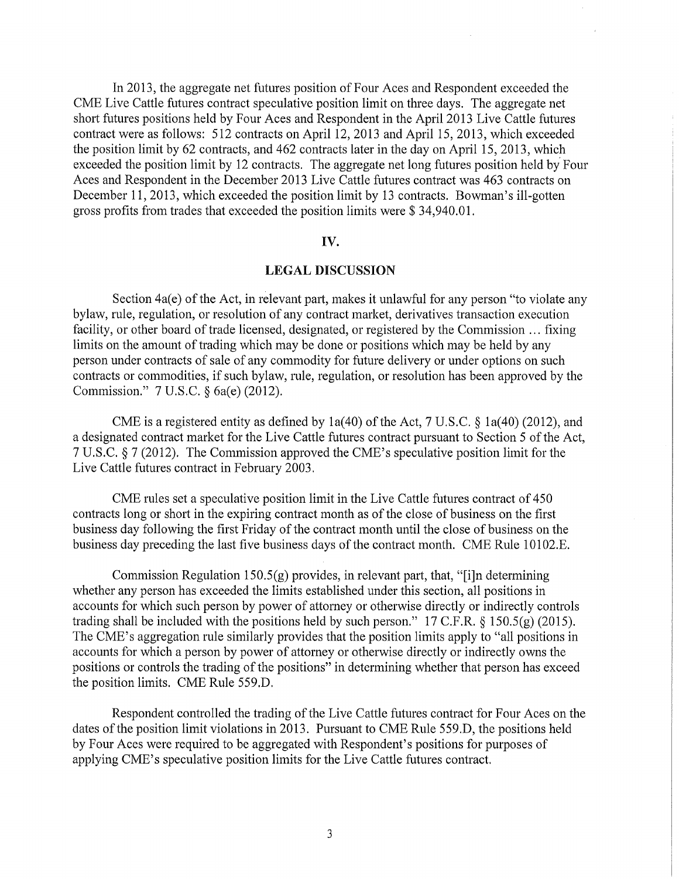In 2013, the aggregate net futures position of Four Aces and Respondent exceeded the CME Live Cattle futures contract speculative position limit on three days. The aggregate net short futures positions held by Four Aces and Respondent in the April 2013 Live Cattle futures contract were as follows: 512 contracts on April 12, 2013 and April 15, 2013, which exceeded the position limit by 62 contracts, and 462 contracts later in the day on April 15, 2013, which exceeded the position limit by 12 contracts. The aggregate net long futures position held by Four Aces and Respondent in the December 2013 Live Cattle futures contract was 463 contracts on December 11, 2013, which exceeded the position limit by 13 contracts. Bowman's ill-gotten gross profits from trades that exceeded the position limits were $ 34,940.01.

## IV.

## LEGAL DISCUSSION

Section 4a(e) of the Act, in relevant part, makes it unlawful for any person "to violate any bylaw, rule, regulation, or resolution of any contract market, derivatives transaction execution facility, or other board of trade licensed, designated, or registered by the Commission ... fixing limits on the amount of trading which may be done or positions which may be held by any person under contracts of sale of any commodity for future delivery or under options on such contracts or commodities, if such bylaw, rule, regulation, or resolution has been approved by the Commission." 7 U.S.C. § 6a(e) (2012).

CME is a registered entity as defined by 1a(40) of the Act, 7 U.S.C. § 1a(40) (2012), and a designated contract market for the Live Cattle futures contract pursuant to Section 5 of the Act, 7 U.S.C. § 7 (2012). The Commission approved the CME's speculative position limit for the Live Cattle futures contract in February 2003.

CME rules set a speculative position limit in the Live Cattle futures contract of 450 contracts long or short in the expiring contract month as of the close of business on the first business day following the first Friday of the contract month until the close of business on the business day preceding the last five business days of the contract month. CME Rule 10102.E.

Commission Regulation 150.5(g) provides, in relevant part, that, "[i]n determining whether any person has exceeded the limits established under this section, all positions in accounts for which such person by power of attorney or otherwise directly or indirectly controls trading shall be included with the positions held by such person." 17 C.F.R. § 150.5(g) (2015). The CME's aggregation rule similarly provides that the position limits apply to "all positions in accounts for which a person by power of attorney or otherwise directly or indirectly owns the positions or controls the trading of the positions" in determining whether that person has exceed the position limits. CME Rule 559.D.

Respondent controlled the trading of the Live Cattle futures contract for Four Aces on the dates of the position limit violations in 2013. Pursuant to CME Rule 559.D, the positions held by Four Aces were required to be aggregated with Respondent's positions for purposes of applying CME's speculative position limits for the Live Cattle futures contract.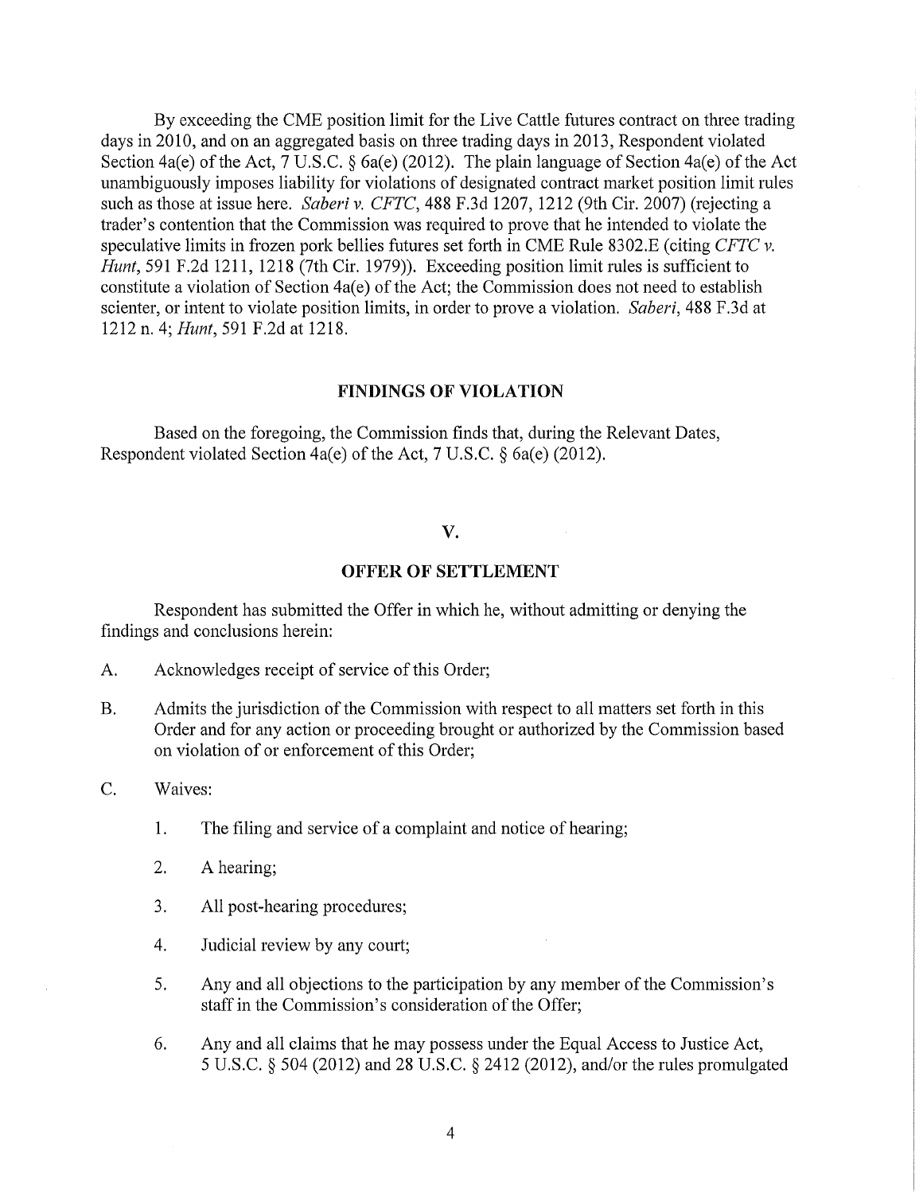By exceeding the CME position limit for the Live Cattle futures contract on three trading days in 2010, and on an aggregated basis on three trading days in 2013, Respondent violated Section 4a(e) of the Act, 7 U.S.C. § 6a(e) (2012). The plain language of Section 4a(e) of the Act unambiguously imposes liability for violations of designated contract market position limit rules such as those at issue here. *Saberi v. CFTC*, 488 F.3d 1207, 1212 (9th Cir. 2007) (rejecting a trader's contention that the Commission was required to prove that he intended to violate the speculative limits in frozen pork bellies futures set forth in CME Rule 8302.E (citing *CFTC v. Hunt*, 591 F.2d 1211, 1218 (7th Cir. 1979)). Exceeding position limit rules is sufficient to constitute a violation of Section 4a(e) of the Act; the Commission does not need to establish scienter, or intent to violate position limits, in order to prove a violation. *Saberi*, 488 F.3d at 1212 n. 4; *Hunt*, 591 F.2d at 1218.

## FINDINGS OF VIOLATION

Based on the foregoing, the Commission finds that, during the Relevant Dates, Respondent violated Section 4a(e) of the Act, 7 U.S.C. § 6a(e) (2012).

## V.

## OFFER OF SETTLEMENT

Respondent has submitted the Offer in which he, without admitting or denying the findings and conclusions herein:

A. Acknowledges receipt of service of this Order;

B. Admits the jurisdiction of the Commission with respect to all matters set forth in this Order and for any action or proceeding brought or authorized by the Commission based on violation of or enforcement of this Order;

C. Waives:

1. The filing and service of a complaint and notice of hearing;
2. A hearing;
3. All post-hearing procedures;
4. Judicial review by any court;
5. Any and all objections to the participation by any member of the Commission's staff in the Commission's consideration of the Offer;
6. Any and all claims that he may possess under the Equal Access to Justice Act, 5 U.S.C. § 504 (2012) and 28 U.S.C. § 2412 (2012), and/or the rules promulgated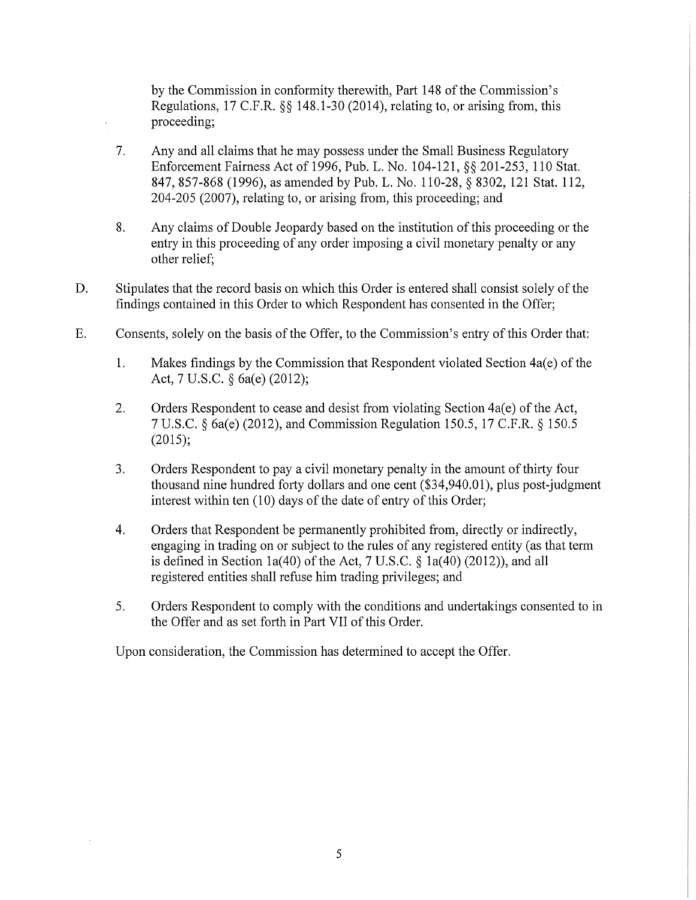by the Commission in conformity therewith, Part 148 of the Commission's Regulations, 17 C.F.R. §§ 148.1-30 (2014), relating to, or arising from, this proceeding;

7. Any and all claims that he may possess under the Small Business Regulatory Enforcement Fairness Act of 1996, Pub. L. No. 104-121, §§ 201-253, 110 Stat. 847, 857-868 (1996), as amended by Pub. L. No. 110-28, § 8302, 121 Stat. 112, 204-205 (2007), relating to, or arising from, this proceeding; and

8. Any claims of Double Jeopardy based on the institution of this proceeding or the entry in this proceeding of any order imposing a civil monetary penalty or any other relief;

D. Stipulates that the record basis on which this Order is entered shall consist solely of the findings contained in this Order to which Respondent has consented in the Offer;

E. Consents, solely on the basis of the Offer, to the Commission's entry of this Order that:

1. Makes findings by the Commission that Respondent violated Section 4a(e) of the Act, 7 U.S.C. § 6a(e) (2012);

2. Orders Respondent to cease and desist from violating Section 4a(e) of the Act, 7 U.S.C. § 6a(e) (2012), and Commission Regulation 150.5, 17 C.F.R. § 150.5 (2015);

3. Orders Respondent to pay a civil monetary penalty in the amount of thirty four thousand nine hundred forty dollars and one cent ($34,940.01), plus post-judgment interest within ten (10) days of the date of entry of this Order;

4. Orders that Respondent be permanently prohibited from, directly or indirectly, engaging in trading on or subject to the rules of any registered entity (as that term is defined in Section 1a(40) of the Act, 7 U.S.C. § 1a(40) (2012)), and all registered entities shall refuse him trading privileges; and

5. Orders Respondent to comply with the conditions and undertakings consented to in the Offer and as set forth in Part VII of this Order.

Upon consideration, the Commission has determined to accept the Offer.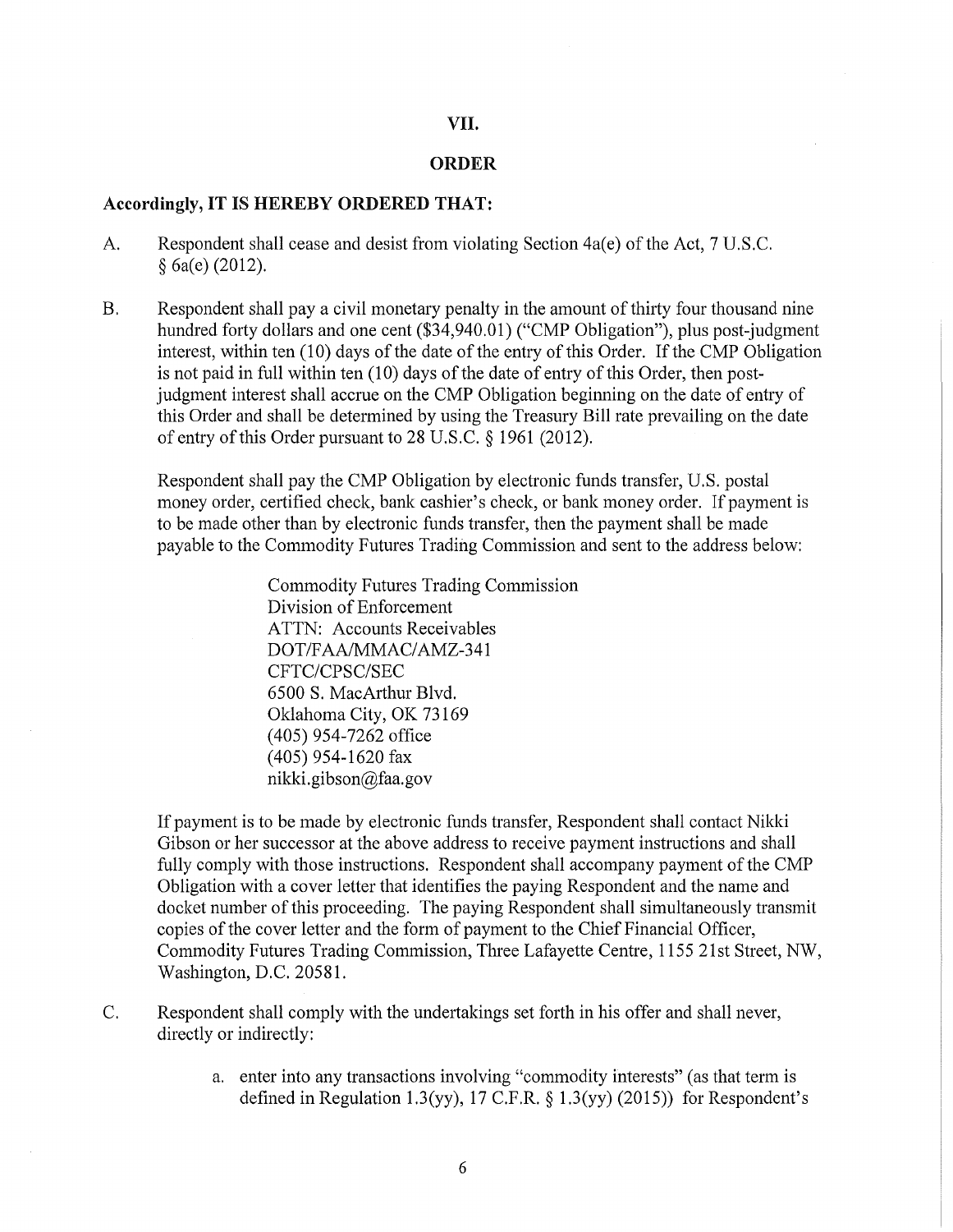## VII.

## ORDER

**Accordingly, IT IS HEREBY ORDERED THAT:**

A. Respondent shall cease and desist from violating Section 4a(e) of the Act, 7 U.S.C. § 6a(e) (2012).

B. Respondent shall pay a civil monetary penalty in the amount of thirty four thousand nine hundred forty dollars and one cent ($34,940.01) ("CMP Obligation"), plus post-judgment interest, within ten (10) days of the date of the entry of this Order. If the CMP Obligation is not paid in full within ten (10) days of the date of entry of this Order, then post-judgment interest shall accrue on the CMP Obligation beginning on the date of entry of this Order and shall be determined by using the Treasury Bill rate prevailing on the date of entry of this Order pursuant to 28 U.S.C. § 1961 (2012).

   Respondent shall pay the CMP Obligation by electronic funds transfer, U.S. postal money order, certified check, bank cashier's check, or bank money order. If payment is to be made other than by electronic funds transfer, then the payment shall be made payable to the Commodity Futures Trading Commission and sent to the address below:

   > Commodity Futures Trading Commission
   > Division of Enforcement
   > ATTN: Accounts Receivables
   > DOT/FAA/MMAC/AMZ-341
   > CFTC/CPSC/SEC
   > 6500 S. MacArthur Blvd.
   > Oklahoma City, OK 73169
   > (405) 954-7262 office
   > (405) 954-1620 fax
   > nikki.gibson@faa.gov

   If payment is to be made by electronic funds transfer, Respondent shall contact Nikki Gibson or her successor at the above address to receive payment instructions and shall fully comply with those instructions. Respondent shall accompany payment of the CMP Obligation with a cover letter that identifies the paying Respondent and the name and docket number of this proceeding. The paying Respondent shall simultaneously transmit copies of the cover letter and the form of payment to the Chief Financial Officer, Commodity Futures Trading Commission, Three Lafayette Centre, 1155 21st Street, NW, Washington, D.C. 20581.

C. Respondent shall comply with the undertakings set forth in his offer and shall never, directly or indirectly:

   a. enter into any transactions involving "commodity interests" (as that term is defined in Regulation 1.3(yy), 17 C.F.R. § 1.3(yy) (2015)) for Respondent's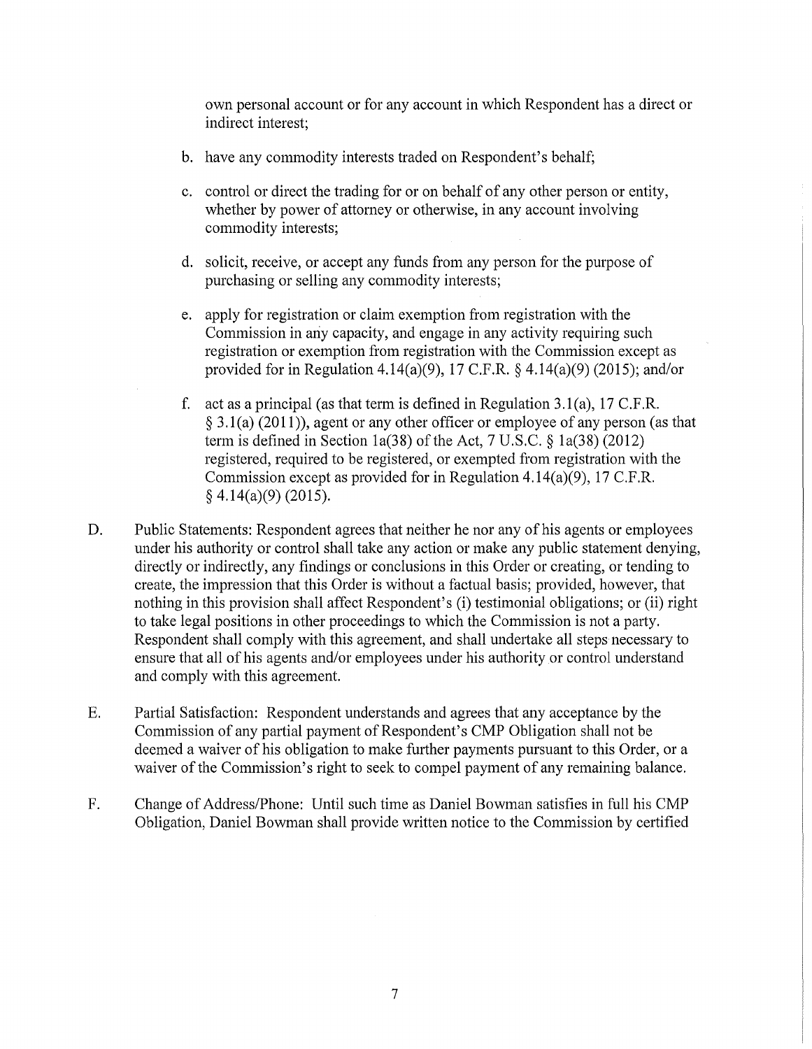own personal account or for any account in which Respondent has a direct or indirect interest;

b. have any commodity interests traded on Respondent's behalf;

c. control or direct the trading for or on behalf of any other person or entity, whether by power of attorney or otherwise, in any account involving commodity interests;

d. solicit, receive, or accept any funds from any person for the purpose of purchasing or selling any commodity interests;

e. apply for registration or claim exemption from registration with the Commission in any capacity, and engage in any activity requiring such registration or exemption from registration with the Commission except as provided for in Regulation 4.14(a)(9), 17 C.F.R. § 4.14(a)(9) (2015); and/or

f. act as a principal (as that term is defined in Regulation 3.1(a), 17 C.F.R. § 3.1(a) (2011)), agent or any other officer or employee of any person (as that term is defined in Section 1a(38) of the Act, 7 U.S.C. § 1a(38) (2012) registered, required to be registered, or exempted from registration with the Commission except as provided for in Regulation 4.14(a)(9), 17 C.F.R. § 4.14(a)(9) (2015).

D. Public Statements: Respondent agrees that neither he nor any of his agents or employees under his authority or control shall take any action or make any public statement denying, directly or indirectly, any findings or conclusions in this Order or creating, or tending to create, the impression that this Order is without a factual basis; provided, however, that nothing in this provision shall affect Respondent's (i) testimonial obligations; or (ii) right to take legal positions in other proceedings to which the Commission is not a party. Respondent shall comply with this agreement, and shall undertake all steps necessary to ensure that all of his agents and/or employees under his authority or control understand and comply with this agreement.

E. Partial Satisfaction: Respondent understands and agrees that any acceptance by the Commission of any partial payment of Respondent's CMP Obligation shall not be deemed a waiver of his obligation to make further payments pursuant to this Order, or a waiver of the Commission's right to seek to compel payment of any remaining balance.

F. Change of Address/Phone: Until such time as Daniel Bowman satisfies in full his CMP Obligation, Daniel Bowman shall provide written notice to the Commission by certified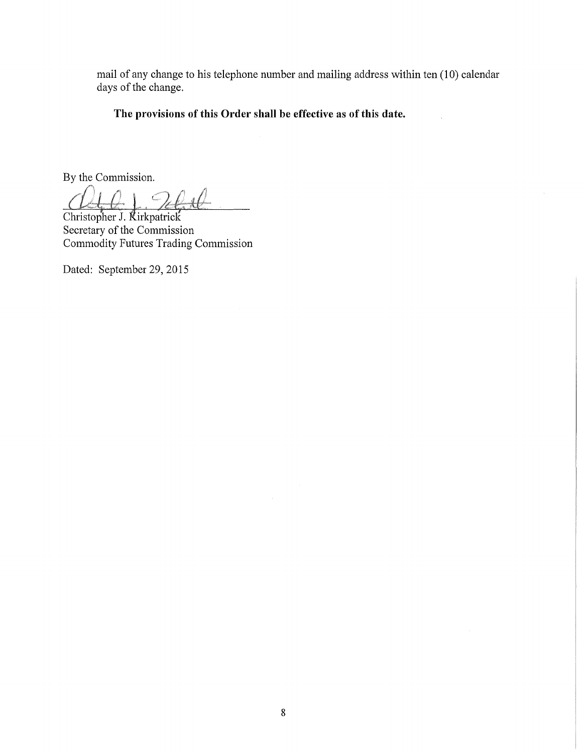mail of any change to his telephone number and mailing address within ten (10) calendar days of the change.

**The provisions of this Order shall be effective as of this date.**

By the Commission.

Christopher J. Kirkpatrick
Secretary of the Commission
Commodity Futures Trading Commission

Dated: September 29, 2015